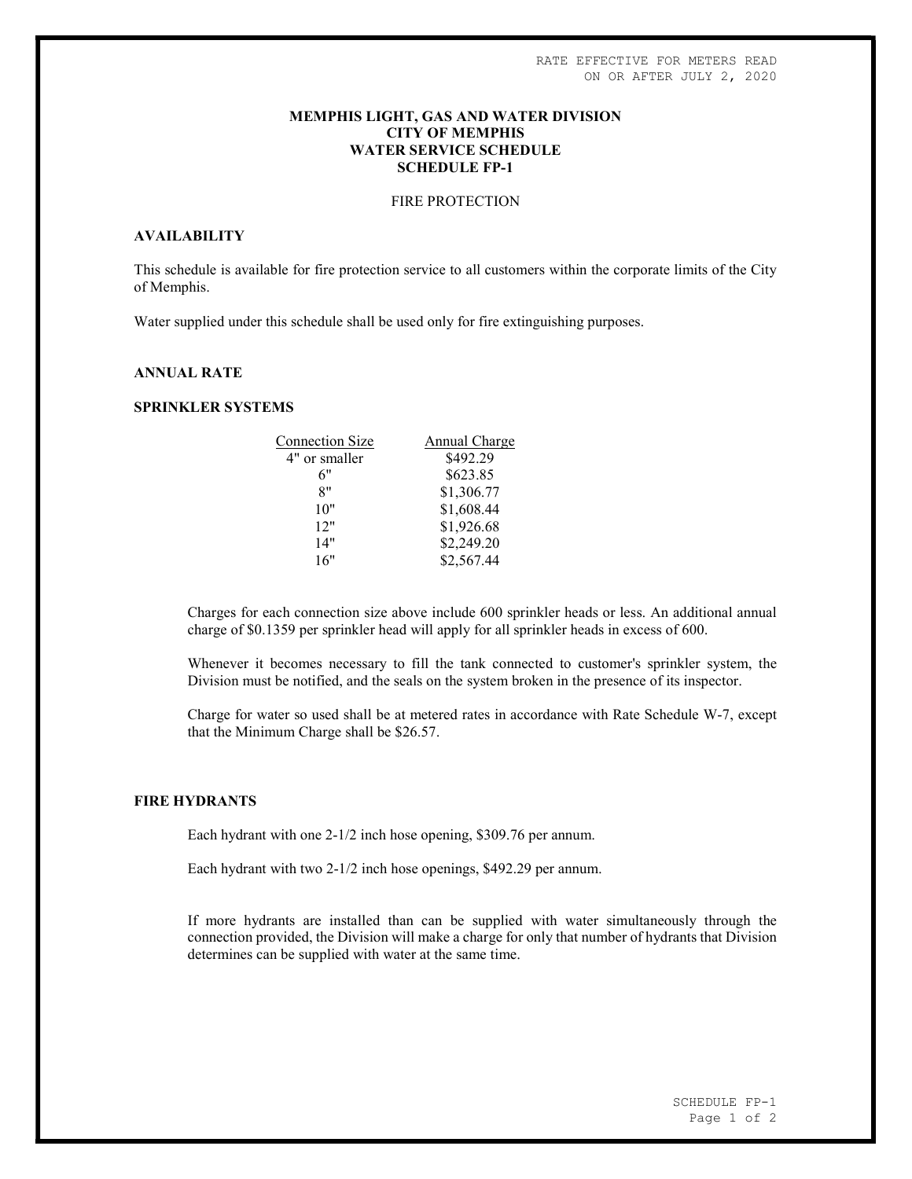RATE EFFECTIVE FOR METERS READ ON OR AFTER JULY 2, 2020

# MEMPHIS LIGHT, GAS AND WATER DIVISION
# CITY OF MEMPHIS
# WATER SERVICE SCHEDULE
# SCHEDULE FP-1

FIRE PROTECTION

## AVAILABILITY

This schedule is available for fire protection service to all customers within the corporate limits of the City of Memphis.

Water supplied under this schedule shall be used only for fire extinguishing purposes.

## ANNUAL RATE

## SPRINKLER SYSTEMS

| Connection Size | Annual Charge |
|---|---|
| 4" or smaller | $492.29 |
| 6" | $623.85 |
| 8" | $1,306.77 |
| 10" | $1,608.44 |
| 12" | $1,926.68 |
| 14" | $2,249.20 |
| 16" | $2,567.44 |

Charges for each connection size above include 600 sprinkler heads or less. An additional annual charge of $0.1359 per sprinkler head will apply for all sprinkler heads in excess of 600.

Whenever it becomes necessary to fill the tank connected to customer's sprinkler system, the Division must be notified, and the seals on the system broken in the presence of its inspector.

Charge for water so used shall be at metered rates in accordance with Rate Schedule W-7, except that the Minimum Charge shall be $26.57.

## FIRE HYDRANTS

Each hydrant with one 2-1/2 inch hose opening, $309.76 per annum.

Each hydrant with two 2-1/2 inch hose openings, $492.29 per annum.

If more hydrants are installed than can be supplied with water simultaneously through the connection provided, the Division will make a charge for only that number of hydrants that Division determines can be supplied with water at the same time.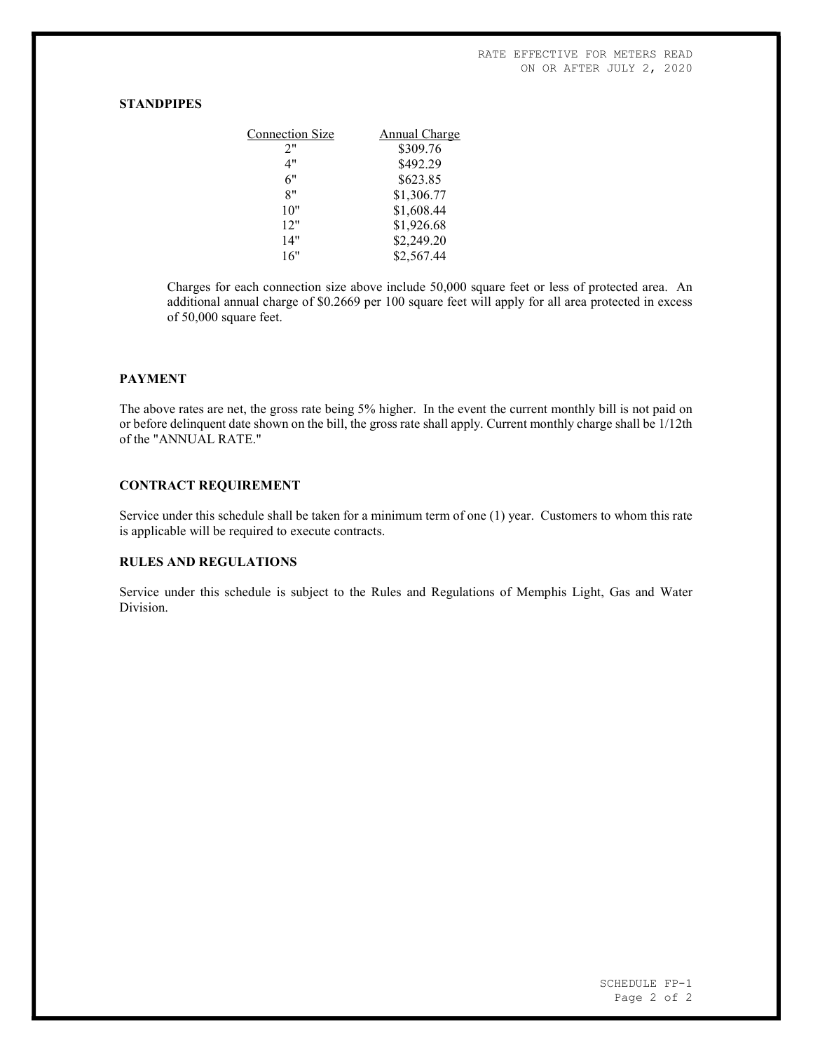RATE EFFECTIVE FOR METERS READ ON OR AFTER JULY 2, 2020

**STANDPIPES**

| Connection Size | Annual Charge |
| --- | --- |
| 2" | $309.76 |
| 4" | $492.29 |
| 6" | $623.85 |
| 8" | $1,306.77 |
| 10" | $1,608.44 |
| 12" | $1,926.68 |
| 14" | $2,249.20 |
| 16" | $2,567.44 |

Charges for each connection size above include 50,000 square feet or less of protected area. An additional annual charge of $0.2669 per 100 square feet will apply for all area protected in excess of 50,000 square feet.

**PAYMENT**

The above rates are net, the gross rate being 5% higher. In the event the current monthly bill is not paid on or before delinquent date shown on the bill, the gross rate shall apply. Current monthly charge shall be 1/12th of the "ANNUAL RATE."

**CONTRACT REQUIREMENT**

Service under this schedule shall be taken for a minimum term of one (1) year. Customers to whom this rate is applicable will be required to execute contracts.

**RULES AND REGULATIONS**

Service under this schedule is subject to the Rules and Regulations of Memphis Light, Gas and Water Division.

SCHEDULE FP-1